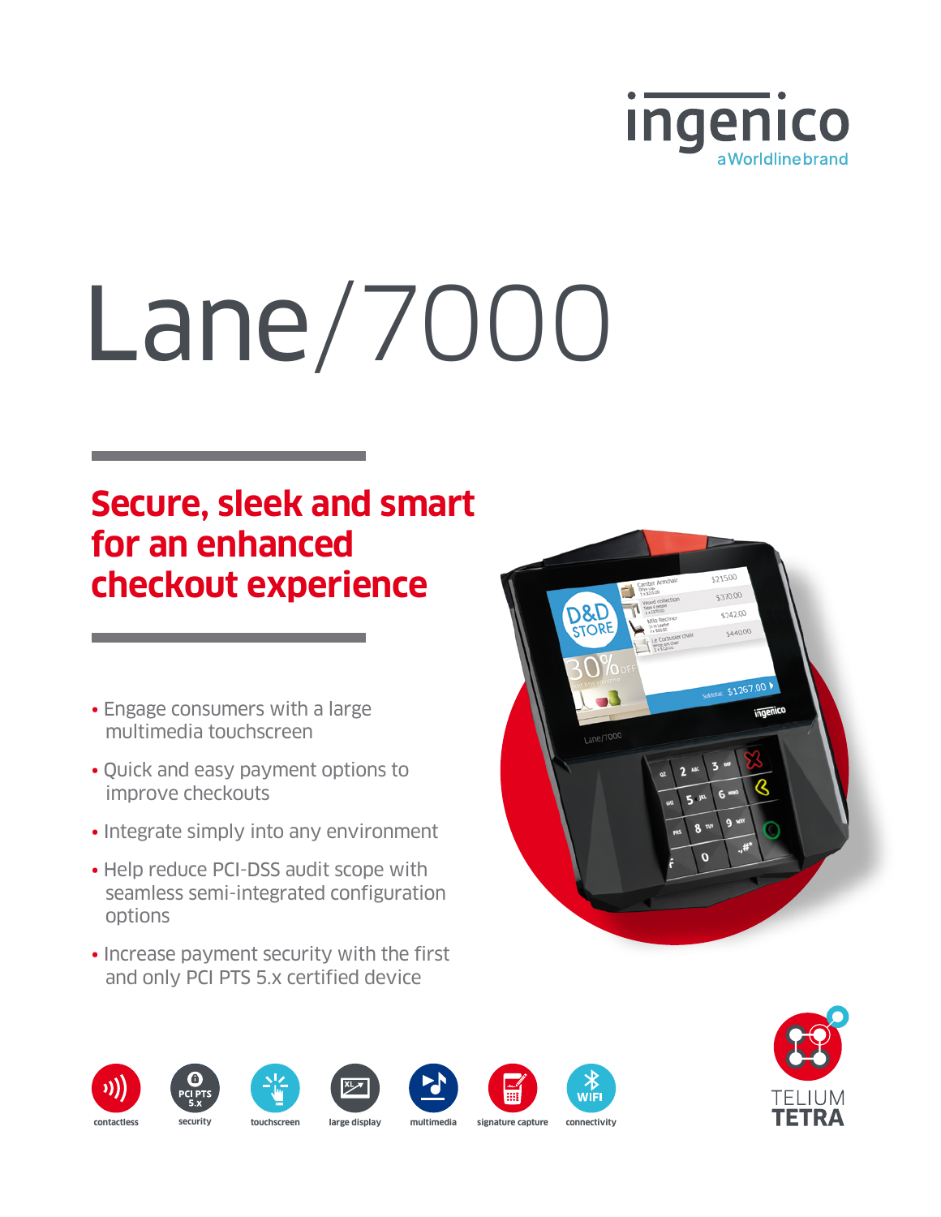ingenico
a Worldline brand

# Lane/7000

## Secure, sleek and smart for an enhanced checkout experience

- Engage consumers with a large multimedia touchscreen
- Quick and easy payment options to improve checkouts
- Integrate simply into any environment
- Help reduce PCI-DSS audit scope with seamless semi-integrated configuration options
- Increase payment security with the first and only PCI PTS 5.x certified device

contactless | security | touchscreen | large display | multimedia | signature capture | connectivity

TELIUM TETRA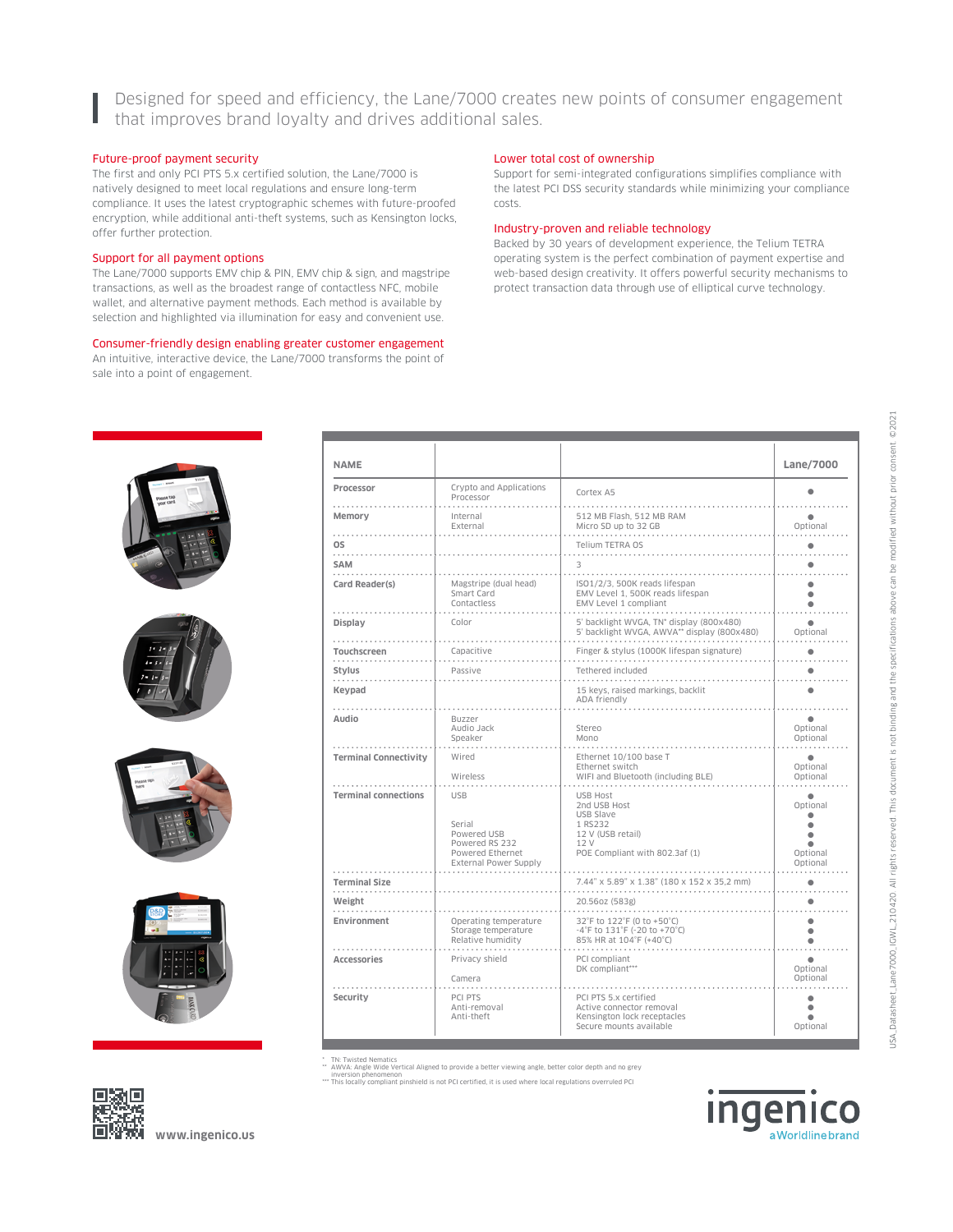Designed for speed and efficiency, the Lane/7000 creates new points of consumer engagement that improves brand loyalty and drives additional sales.

### Future-proof payment security

The first and only PCI PTS 5.x certified solution, the Lane/7000 is natively designed to meet local regulations and ensure long-term compliance. It uses the latest cryptographic schemes with future-proofed encryption, while additional anti-theft systems, such as Kensington locks, offer further protection.

### Support for all payment options

The Lane/7000 supports EMV chip & PIN, EMV chip & sign, and magstripe transactions, as well as the broadest range of contactless NFC, mobile wallet, and alternative payment methods. Each method is available by selection and highlighted via illumination for easy and convenient use.

### Consumer-friendly design enabling greater customer engagement

An intuitive, interactive device, the Lane/7000 transforms the point of sale into a point of engagement.

### Lower total cost of ownership

Support for semi-integrated configurations simplifies compliance with the latest PCI DSS security standards while minimizing your compliance costs.

### Industry-proven and reliable technology

Backed by 30 years of development experience, the Telium TETRA operating system is the perfect combination of payment expertise and web-based design creativity. It offers powerful security mechanisms to protect transaction data through use of elliptical curve technology.

| NAME | | | Lane/7000 |
|---|---|---|---|
| **Processor** | Crypto and Applications Processor | Cortex A5 | ● |
| **Memory** | Internal<br>External | 512 MB Flash, 512 MB RAM<br>Micro SD up to 32 GB | ●<br>Optional |
| **OS** | | Telium TETRA OS | ● |
| **SAM** | | 3 | ● |
| **Card Reader(s)** | Magstripe (dual head)<br>Smart Card<br>Contactless | ISO1/2/3, 500K reads lifespan<br>EMV Level 1, 500K reads lifespan<br>EMV Level 1 compliant | ●<br>●<br>● |
| **Display** | Color | 5' backlight WVGA, TN* display (800x480)<br>5' backlight WVGA, AWVA** display (800x480) | ●<br>Optional |
| **Touchscreen** | Capacitive | Finger & stylus (1000K lifespan signature) | ● |
| **Stylus** | Passive | Tethered included | ● |
| **Keypad** | | 15 keys, raised markings, backlit<br>ADA friendly | ● |
| **Audio** | Buzzer<br>Audio Jack<br>Speaker | <br>Stereo<br>Mono | ●<br>Optional<br>Optional |
| **Terminal Connectivity** | Wired<br><br>Wireless | Ethernet 10/100 base T<br>Ethernet switch<br>WIFI and Bluetooth (including BLE) | ●<br>Optional<br>Optional |
| **Terminal connections** | USB<br><br><br>Serial<br>Powered USB<br>Powered RS 232<br>Powered Ethernet<br>External Power Supply | USB Host<br>2nd USB Host<br>USB Slave<br>1 RS232<br>12 V (USB retail)<br>12 V<br>POE Compliant with 802.3af (1) | ●<br>Optional<br>●<br>●<br>●<br>●<br>Optional<br>Optional |
| **Terminal Size** | | 7.44" x 5.89" x 1.38" (180 x 152 x 35,2 mm) | ● |
| **Weight** | | 20.56oz (583g) | ● |
| **Environment** | Operating temperature<br>Storage temperature<br>Relative humidity | 32°F to 122°F (0 to +50°C)<br>-4°F to 131°F (-20 to +70°C)<br>85% HR at 104°F (+40°C) | ●<br>●<br>● |
| **Accessories** | Privacy shield<br><br>Camera | PCI compliant<br>DK compliant*** | ●<br>Optional<br>Optional |
| **Security** | PCI PTS<br>Anti-removal<br>Anti-theft | PCI PTS 5.x certified<br>Active connector removal<br>Kensington lock receptacles<br>Secure mounts available | ●<br>●<br>●<br>Optional |

\* TN: Twisted Nematics
\** AWVA: Angle Wide Vertical Aligned to provide a better viewing angle, better color depth and no grey inversion phenomenon
\*** This locally compliant pinshield is not PCI certified, it is used where local regulations overruled PCI

www.ingenico.us

ingenico — a Worldline brand

USA_Datasheet_Lane7000_IGWL_210420. All rights reserved. This document is not binding and the specifications above can be modified without prior consent. ©2021